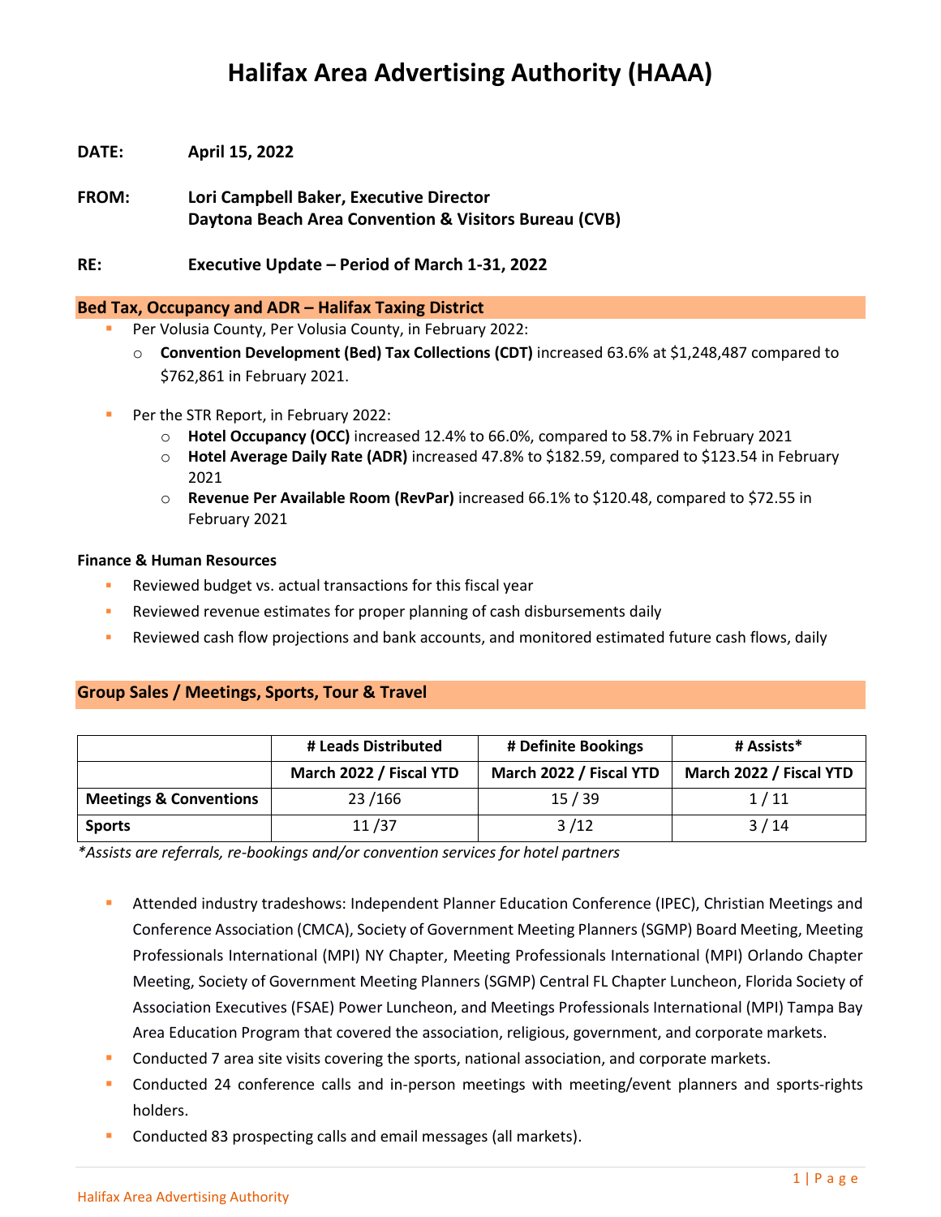# Halifax Area Advertising Authority (HAAA)

**DATE:** April 15, 2022

**FROM:** Lori Campbell Baker, Executive Director
Daytona Beach Area Convention & Visitors Bureau (CVB)

**RE:** Executive Update – Period of March 1-31, 2022

## Bed Tax, Occupancy and ADR – Halifax Taxing District

- Per Volusia County, Per Volusia County, in February 2022:
  - **Convention Development (Bed) Tax Collections (CDT)** increased 63.6% at $1,248,487 compared to $762,861 in February 2021.

- Per the STR Report, in February 2022:
  - **Hotel Occupancy (OCC)** increased 12.4% to 66.0%, compared to 58.7% in February 2021
  - **Hotel Average Daily Rate (ADR)** increased 47.8% to $182.59, compared to $123.54 in February 2021
  - **Revenue Per Available Room (RevPar)** increased 66.1% to $120.48, compared to $72.55 in February 2021

### Finance & Human Resources

- Reviewed budget vs. actual transactions for this fiscal year
- Reviewed revenue estimates for proper planning of cash disbursements daily
- Reviewed cash flow projections and bank accounts, and monitored estimated future cash flows, daily

## Group Sales / Meetings, Sports, Tour & Travel

| | # Leads Distributed | # Definite Bookings | # Assists* |
|---|---|---|---|
| | March 2022 / Fiscal YTD | March 2022 / Fiscal YTD | March 2022 / Fiscal YTD |
| **Meetings & Conventions** | 23 /166 | 15 / 39 | 1 / 11 |
| **Sports** | 11 /37 | 3 /12 | 3 / 14 |

*\*Assists are referrals, re-bookings and/or convention services for hotel partners*

- Attended industry tradeshows: Independent Planner Education Conference (IPEC), Christian Meetings and Conference Association (CMCA), Society of Government Meeting Planners (SGMP) Board Meeting, Meeting Professionals International (MPI) NY Chapter, Meeting Professionals International (MPI) Orlando Chapter Meeting, Society of Government Meeting Planners (SGMP) Central FL Chapter Luncheon, Florida Society of Association Executives (FSAE) Power Luncheon, and Meetings Professionals International (MPI) Tampa Bay Area Education Program that covered the association, religious, government, and corporate markets.
- Conducted 7 area site visits covering the sports, national association, and corporate markets.
- Conducted 24 conference calls and in-person meetings with meeting/event planners and sports-rights holders.
- Conducted 83 prospecting calls and email messages (all markets).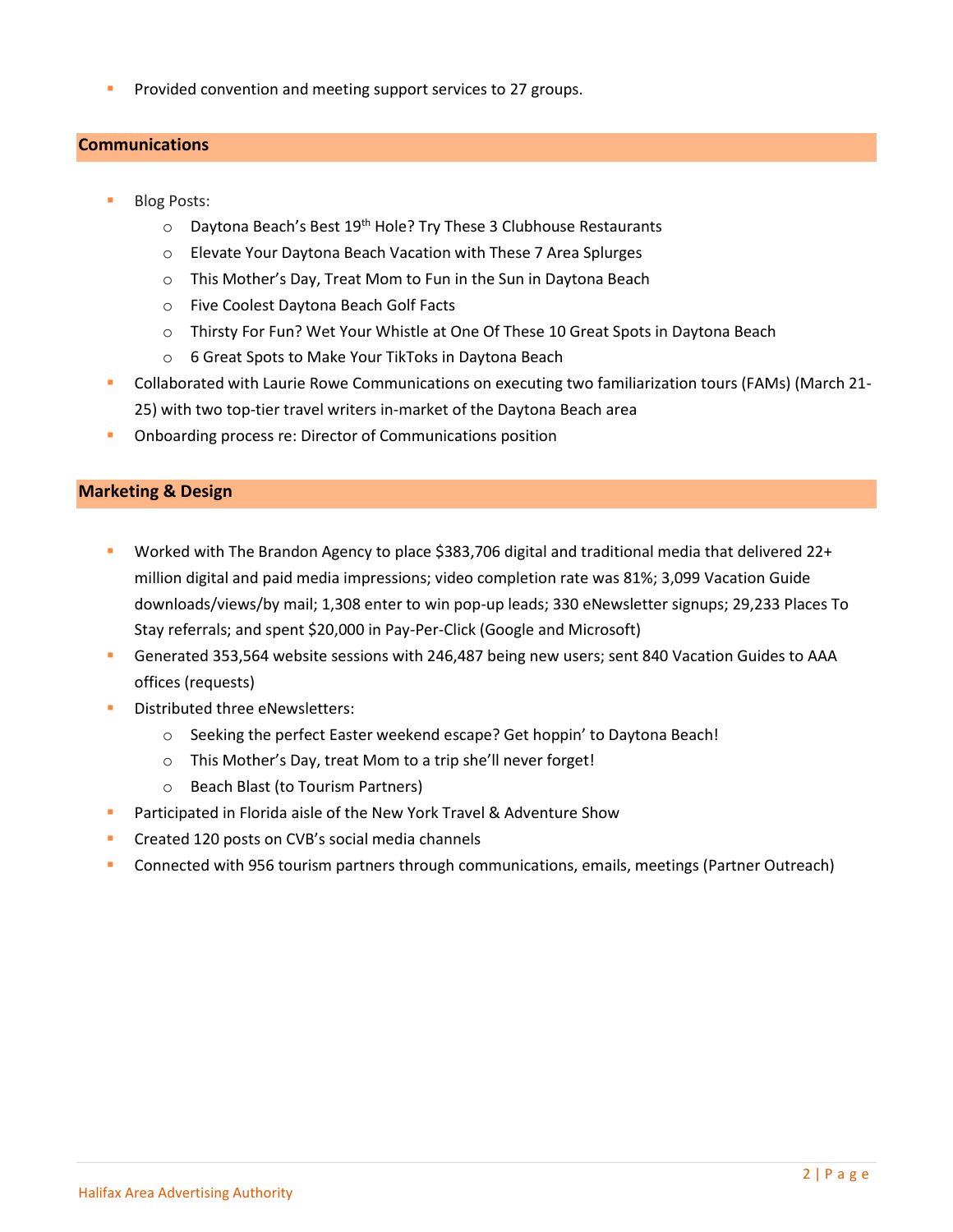- Provided convention and meeting support services to 27 groups.

## Communications

- Blog Posts:
    - Daytona Beach's Best 19th Hole? Try These 3 Clubhouse Restaurants
    - Elevate Your Daytona Beach Vacation with These 7 Area Splurges
    - This Mother's Day, Treat Mom to Fun in the Sun in Daytona Beach
    - Five Coolest Daytona Beach Golf Facts
    - Thirsty For Fun? Wet Your Whistle at One Of These 10 Great Spots in Daytona Beach
    - 6 Great Spots to Make Your TikToks in Daytona Beach
- Collaborated with Laurie Rowe Communications on executing two familiarization tours (FAMs) (March 21-25) with two top-tier travel writers in-market of the Daytona Beach area
- Onboarding process re: Director of Communications position

## Marketing & Design

- Worked with The Brandon Agency to place $383,706 digital and traditional media that delivered 22+ million digital and paid media impressions; video completion rate was 81%; 3,099 Vacation Guide downloads/views/by mail; 1,308 enter to win pop-up leads; 330 eNewsletter signups; 29,233 Places To Stay referrals; and spent $20,000 in Pay-Per-Click (Google and Microsoft)
- Generated 353,564 website sessions with 246,487 being new users; sent 840 Vacation Guides to AAA offices (requests)
- Distributed three eNewsletters:
    - Seeking the perfect Easter weekend escape? Get hoppin' to Daytona Beach!
    - This Mother's Day, treat Mom to a trip she'll never forget!
    - Beach Blast (to Tourism Partners)
- Participated in Florida aisle of the New York Travel & Adventure Show
- Created 120 posts on CVB's social media channels
- Connected with 956 tourism partners through communications, emails, meetings (Partner Outreach)